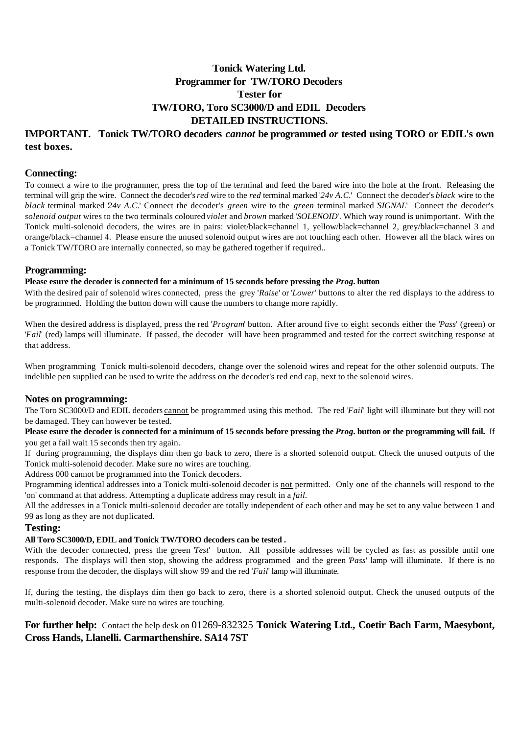# Tonick Watering Ltd.
# Programmer for TW/TORO Decoders
# Tester for
# TW/TORO, Toro SC3000/D and EDIL Decoders
# DETAILED INSTRUCTIONS.

**IMPORTANT. Tonick TW/TORO decoders *cannot* be programmed *or* tested using TORO or EDIL's own test boxes.**

## Connecting:

To connect a wire to the programmer, press the top of the terminal and feed the bared wire into the hole at the front. Releasing the terminal will grip the wire. Connect the decoder's *red* wire to the *red* terminal marked '*24v A.C.*' Connect the decoder's *black* wire to the *black* terminal marked '*24v A.C.*' Connect the decoder's *green* wire to the *green* terminal marked '*SIGNAL*' Connect the decoder's *solenoid output* wires to the two terminals coloured *violet* and *brown* marked '*SOLENOID*'. Which way round is unimportant. With the Tonick multi-solenoid decoders, the wires are in pairs: violet/black=channel 1, yellow/black=channel 2, grey/black=channel 3 and orange/black=channel 4. Please ensure the unused solenoid output wires are not touching each other. However all the black wires on a Tonick TW/TORO are internally connected, so may be gathered together if required..

## Programming:

**Please esure the decoder is connected for a minimum of 15 seconds before pressing the *Prog*. button**

With the desired pair of solenoid wires connected, press the grey '*Raise*' or '*Lower*' buttons to alter the red displays to the address to be programmed. Holding the button down will cause the numbers to change more rapidly.

When the desired address is displayed, press the red '*Program*' button. After around five to eight seconds either the '*Pass*' (green) or '*Fail*' (red) lamps will illuminate. If passed, the decoder will have been programmed and tested for the correct switching response at that address.

When programming Tonick multi-solenoid decoders, change over the solenoid wires and repeat for the other solenoid outputs. The indelible pen supplied can be used to write the address on the decoder's red end cap, next to the solenoid wires.

## Notes on programming:

The Toro SC3000/D and EDIL decoders cannot be programmed using this method. The red '*Fail*' light will illuminate but they will not be damaged. They can however be tested.

**Please esure the decoder is connected for a minimum of 15 seconds before pressing the *Prog*. button or the programming will fail.** If you get a fail wait 15 seconds then try again.

If during programming, the displays dim then go back to zero, there is a shorted solenoid output. Check the unused outputs of the Tonick multi-solenoid decoder. Make sure no wires are touching.

Address 000 cannot be programmed into the Tonick decoders.

Programming identical addresses into a Tonick multi-solenoid decoder is not permitted. Only one of the channels will respond to the 'on' command at that address. Attempting a duplicate address may result in a *fail*.

All the addresses in a Tonick multi-solenoid decoder are totally independent of each other and may be set to any value between 1 and 99 as long as they are not duplicated.

## Testing:

**All Toro SC3000/D, EDIL and Tonick TW/TORO decoders can be tested .**

With the decoder connected, press the green '*Test*' button. All possible addresses will be cycled as fast as possible until one responds. The displays will then stop, showing the address programmed and the green '*Pass*' lamp will illuminate. If there is no response from the decoder, the displays will show 99 and the red '*Fail*' lamp will illuminate.

If, during the testing, the displays dim then go back to zero, there is a shorted solenoid output. Check the unused outputs of the multi-solenoid decoder. Make sure no wires are touching.

**For further help:** Contact the help desk on 01269-832325 **Tonick Watering Ltd., Coetir Bach Farm, Maesybont, Cross Hands, Llanelli. Carmarthenshire. SA14 7ST**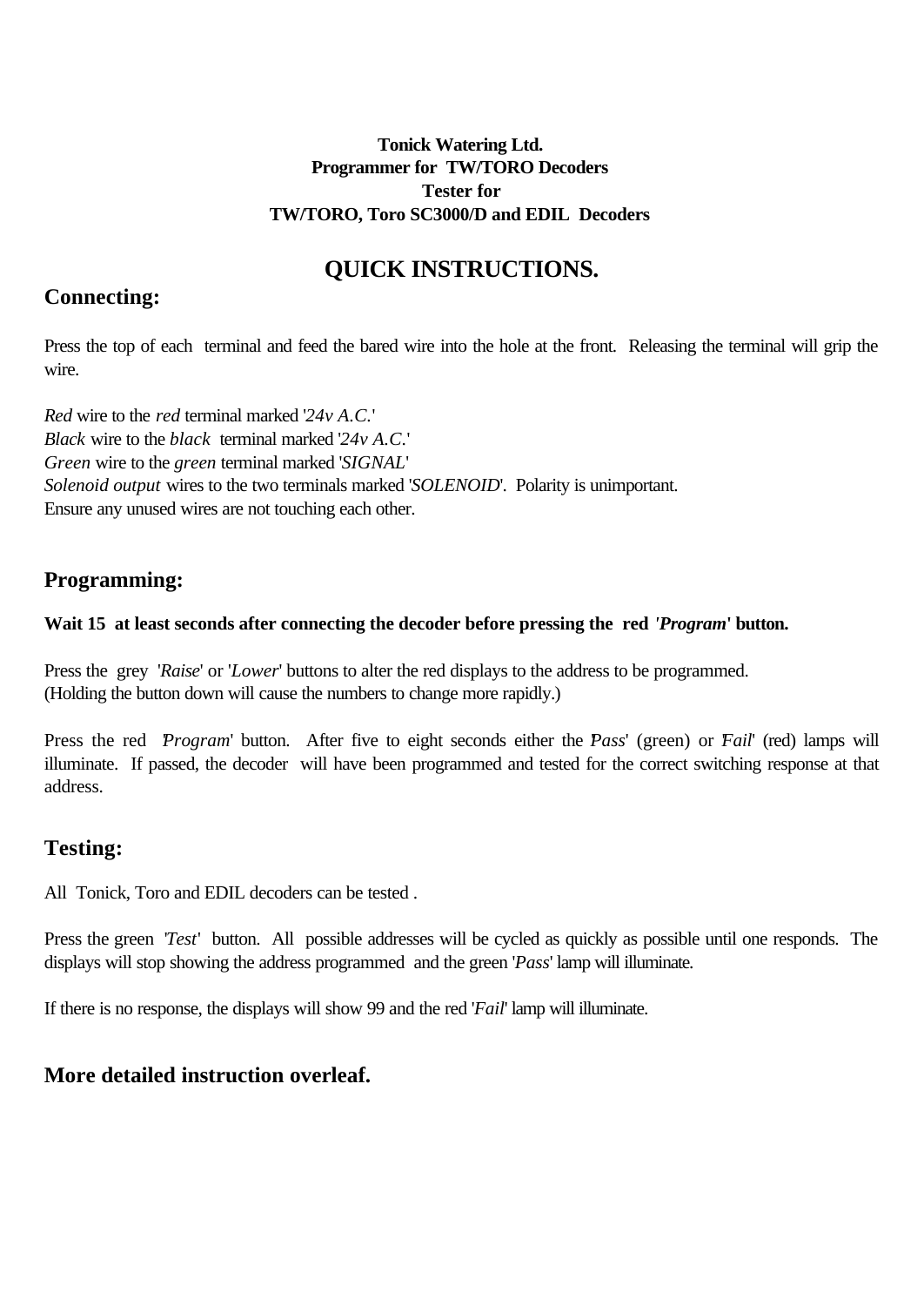**Tonick Watering Ltd.**
**Programmer for TW/TORO Decoders**
**Tester for**
**TW/TORO, Toro SC3000/D and EDIL Decoders**

# QUICK INSTRUCTIONS.

## Connecting:

Press the top of each terminal and feed the bared wire into the hole at the front. Releasing the terminal will grip the wire.

*Red* wire to the *red* terminal marked '*24v A.C.*'
*Black* wire to the *black* terminal marked '*24v A.C.*'
*Green* wire to the *green* terminal marked '*SIGNAL*'
*Solenoid output* wires to the two terminals marked '*SOLENOID*'. Polarity is unimportant.
Ensure any unused wires are not touching each other.

## Programming:

**Wait 15 at least seconds after connecting the decoder before pressing the red '*Program*' button.**

Press the grey '*Raise*' or '*Lower*' buttons to alter the red displays to the address to be programmed.
(Holding the button down will cause the numbers to change more rapidly.)

Press the red '*Program*' button. After five to eight seconds either the '*Pass*' (green) or '*Fail*' (red) lamps will illuminate. If passed, the decoder will have been programmed and tested for the correct switching response at that address.

## Testing:

All Tonick, Toro and EDIL decoders can be tested .

Press the green '*Test*' button. All possible addresses will be cycled as quickly as possible until one responds. The displays will stop showing the address programmed and the green '*Pass*' lamp will illuminate.

If there is no response, the displays will show 99 and the red '*Fail*' lamp will illuminate.

## More detailed instruction overleaf.